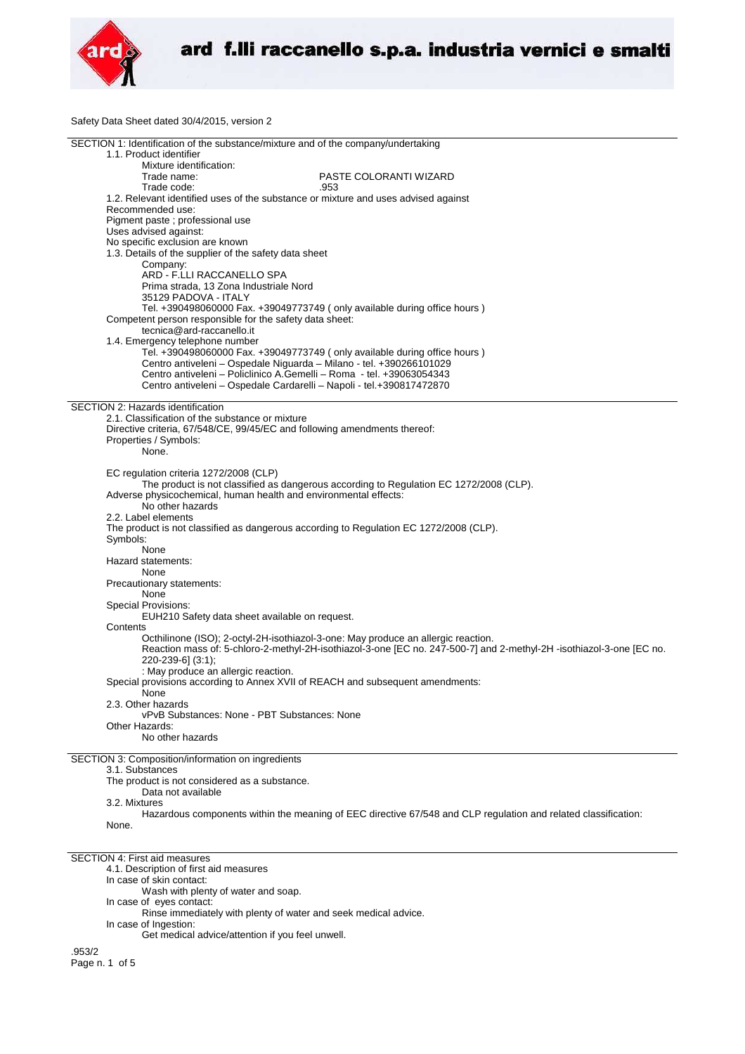ard f.lli raccanello s.p.a. industria vernici e smalti

Safety Data Sheet dated 30/4/2015, version 2

## SECTION 1: Identification of the substance/mixture and of the company/undertaking

1.1. Product identifier

Mixture identification:

Trade name: PASTE COLORANTI WIZARD

Trade code: .953

1.2. Relevant identified uses of the substance or mixture and uses advised against

Recommended use:

Pigment paste ; professional use

Uses advised against:

No specific exclusion are known

1.3. Details of the supplier of the safety data sheet

Company:

ARD - F.LLI RACCANELLO SPA

Prima strada, 13 Zona Industriale Nord

35129 PADOVA - ITALY

Tel. +390498060000 Fax. +39049773749 ( only available during office hours )

Competent person responsible for the safety data sheet:

tecnica@ard-raccanello.it

1.4. Emergency telephone number

Tel. +390498060000 Fax. +39049773749 ( only available during office hours )

Centro antiveleni – Ospedale Niguarda – Milano - tel. +390266101029

Centro antiveleni – Policlinico A.Gemelli – Roma - tel. +39063054343

Centro antiveleni – Ospedale Cardarelli – Napoli - tel.+390817472870

## SECTION 2: Hazards identification

2.1. Classification of the substance or mixture

Directive criteria, 67/548/CE, 99/45/EC and following amendments thereof:

Properties / Symbols:

None.

EC regulation criteria 1272/2008 (CLP)

The product is not classified as dangerous according to Regulation EC 1272/2008 (CLP).

Adverse physicochemical, human health and environmental effects:

No other hazards

2.2. Label elements

The product is not classified as dangerous according to Regulation EC 1272/2008 (CLP).

Symbols:

None

Hazard statements:

None

Precautionary statements:

None

Special Provisions:

EUH210 Safety data sheet available on request.

Contents

Octhilinone (ISO); 2-octyl-2H-isothiazol-3-one: May produce an allergic reaction.

Reaction mass of: 5-chloro-2-methyl-2H-isothiazol-3-one [EC no. 247-500-7] and 2-methyl-2H -isothiazol-3-one [EC no. 220-239-6] (3:1);

: May produce an allergic reaction.

Special provisions according to Annex XVII of REACH and subsequent amendments:

None

2.3. Other hazards

vPvB Substances: None - PBT Substances: None

Other Hazards:

No other hazards

## SECTION 3: Composition/information on ingredients

3.1. Substances

The product is not considered as a substance.

Data not available

3.2. Mixtures

Hazardous components within the meaning of EEC directive 67/548 and CLP regulation and related classification:

None.

## SECTION 4: First aid measures

4.1. Description of first aid measures

In case of skin contact:

Wash with plenty of water and soap.

In case of eyes contact:

Rinse immediately with plenty of water and seek medical advice.

In case of Ingestion:

Get medical advice/attention if you feel unwell.

.953/2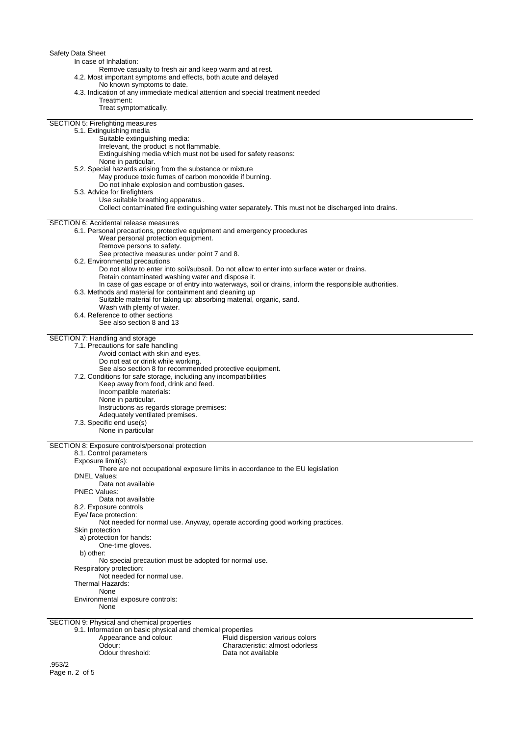In case of Inhalation:

Remove casualty to fresh air and keep warm and at rest.

4.2. Most important symptoms and effects, both acute and delayed

No known symptoms to date.

4.3. Indication of any immediate medical attention and special treatment needed

Treatment:

Treat symptomatically.

## SECTION 5: Firefighting measures

5.1. Extinguishing media

Suitable extinguishing media:

Irrelevant, the product is not flammable.

Extinguishing media which must not be used for safety reasons:

None in particular.

5.2. Special hazards arising from the substance or mixture

May produce toxic fumes of carbon monoxide if burning.

Do not inhale explosion and combustion gases.

5.3. Advice for firefighters

Use suitable breathing apparatus .

Collect contaminated fire extinguishing water separately. This must not be discharged into drains.

## SECTION 6: Accidental release measures

6.1. Personal precautions, protective equipment and emergency procedures

Wear personal protection equipment.

Remove persons to safety.

See protective measures under point 7 and 8.

6.2. Environmental precautions

Do not allow to enter into soil/subsoil. Do not allow to enter into surface water or drains.

Retain contaminated washing water and dispose it.

In case of gas escape or of entry into waterways, soil or drains, inform the responsible authorities.

6.3. Methods and material for containment and cleaning up

Suitable material for taking up: absorbing material, organic, sand.

Wash with plenty of water.

6.4. Reference to other sections

See also section 8 and 13

## SECTION 7: Handling and storage

7.1. Precautions for safe handling

Avoid contact with skin and eyes.

Do not eat or drink while working.

See also section 8 for recommended protective equipment.

7.2. Conditions for safe storage, including any incompatibilities

Keep away from food, drink and feed.

Incompatible materials:

None in particular.

Instructions as regards storage premises:

Adequately ventilated premises.

7.3. Specific end use(s)

None in particular

## SECTION 8: Exposure controls/personal protection

8.1. Control parameters

Exposure limit(s):

There are not occupational exposure limits in accordance to the EU legislation

DNEL Values:

Data not available

PNEC Values:

Data not available

8.2. Exposure controls

Eye/ face protection:

Not needed for normal use. Anyway, operate according good working practices.

Skin protection

a) protection for hands:

One-time gloves.

b) other:

No special precaution must be adopted for normal use.

Respiratory protection:

Not needed for normal use.

Thermal Hazards:

None

Environmental exposure controls:

None

## SECTION 9: Physical and chemical properties

9.1. Information on basic physical and chemical properties

| | |
|---|---|
| Appearance and colour: | Fluid dispersion various colors |
| Odour: | Characteristic: almost odorless |
| Odour threshold: | Data not available |

.953/2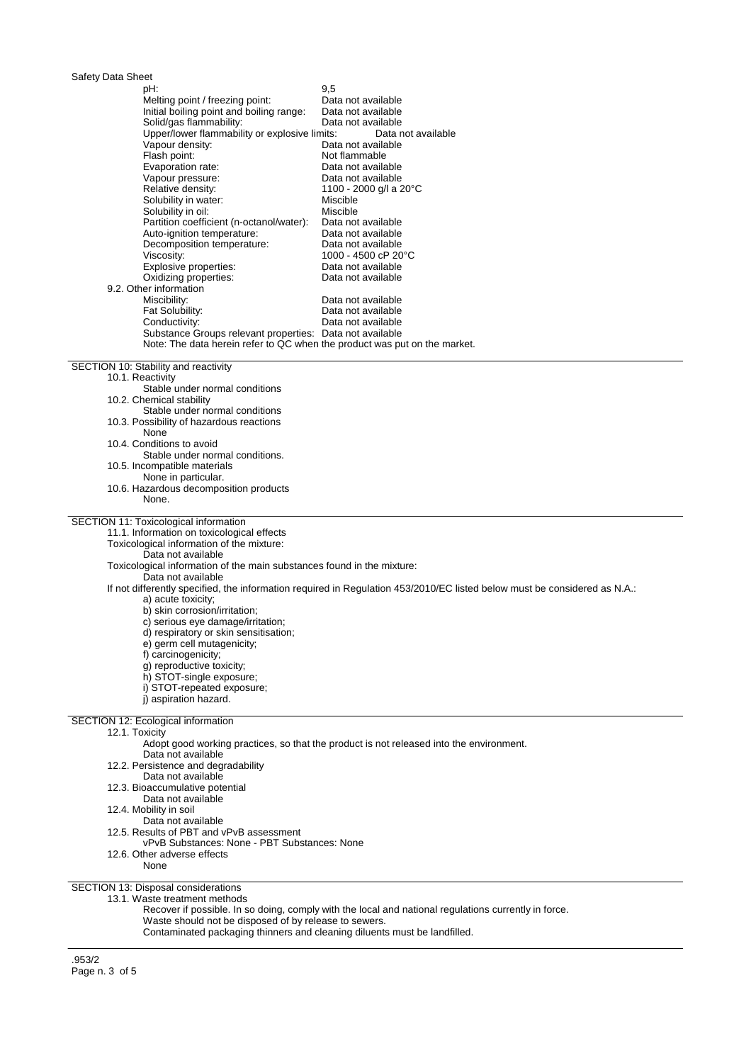| Property | Value |
|---|---|
| pH: | 9,5 |
| Melting point / freezing point: | Data not available |
| Initial boiling point and boiling range: | Data not available |
| Solid/gas flammability: | Data not available |
| Upper/lower flammability or explosive limits: | Data not available |
| Vapour density: | Data not available |
| Flash point: | Not flammable |
| Evaporation rate: | Data not available |
| Vapour pressure: | Data not available |
| Relative density: | 1100 - 2000 g/l a 20°C |
| Solubility in water: | Miscible |
| Solubility in oil: | Miscible |
| Partition coefficient (n-octanol/water): | Data not available |
| Auto-ignition temperature: | Data not available |
| Decomposition temperature: | Data not available |
| Viscosity: | 1000 - 4500 cP 20°C |
| Explosive properties: | Data not available |
| Oxidizing properties: | Data not available |

9.2. Other information

| Property | Value |
|---|---|
| Miscibility: | Data not available |
| Fat Solubility: | Data not available |
| Conductivity: | Data not available |
| Substance Groups relevant properties: | Data not available |

Note: The data herein refer to QC when the product was put on the market.

## SECTION 10: Stability and reactivity

10.1. Reactivity
Stable under normal conditions

10.2. Chemical stability
Stable under normal conditions

10.3. Possibility of hazardous reactions
None

10.4. Conditions to avoid
Stable under normal conditions.

10.5. Incompatible materials
None in particular.

10.6. Hazardous decomposition products
None.

## SECTION 11: Toxicological information

11.1. Information on toxicological effects

Toxicological information of the mixture:
Data not available

Toxicological information of the main substances found in the mixture:
Data not available

If not differently specified, the information required in Regulation 453/2010/EC listed below must be considered as N.A.:

a) acute toxicity;
b) skin corrosion/irritation;
c) serious eye damage/irritation;
d) respiratory or skin sensitisation;
e) germ cell mutagenicity;
f) carcinogenicity;
g) reproductive toxicity;
h) STOT-single exposure;
i) STOT-repeated exposure;
j) aspiration hazard.

## SECTION 12: Ecological information

12.1. Toxicity
Adopt good working practices, so that the product is not released into the environment.
Data not available

12.2. Persistence and degradability
Data not available

12.3. Bioaccumulative potential
Data not available

12.4. Mobility in soil
Data not available

12.5. Results of PBT and vPvB assessment
vPvB Substances: None - PBT Substances: None

12.6. Other adverse effects
None

## SECTION 13: Disposal considerations

13.1. Waste treatment methods
Recover if possible. In so doing, comply with the local and national regulations currently in force.
Waste should not be disposed of by release to sewers.
Contaminated packaging thinners and cleaning diluents must be landfilled.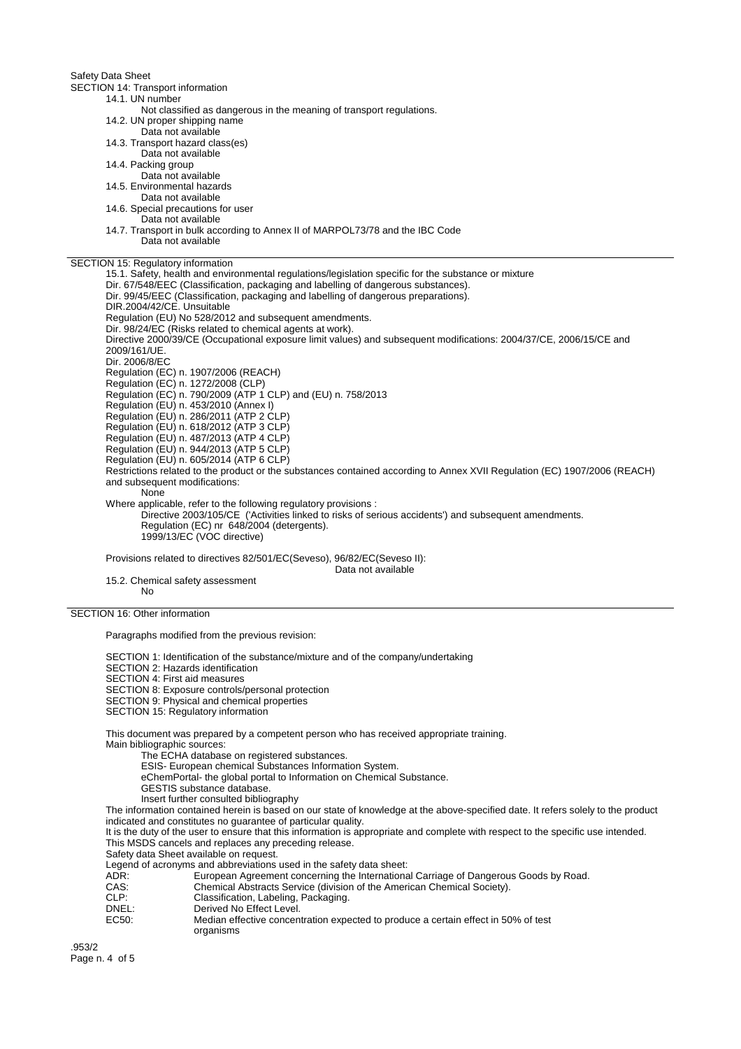Safety Data Sheet

## SECTION 14: Transport information

14.1. UN number

Not classified as dangerous in the meaning of transport regulations.

14.2. UN proper shipping name

Data not available

14.3. Transport hazard class(es)

Data not available

14.4. Packing group

Data not available

14.5. Environmental hazards

Data not available

14.6. Special precautions for user

Data not available

14.7. Transport in bulk according to Annex II of MARPOL73/78 and the IBC Code

Data not available

## SECTION 15: Regulatory information

15.1. Safety, health and environmental regulations/legislation specific for the substance or mixture

Dir. 67/548/EEC (Classification, packaging and labelling of dangerous substances).
Dir. 99/45/EEC (Classification, packaging and labelling of dangerous preparations).
DIR.2004/42/CE. Unsuitable
Regulation (EU) No 528/2012 and subsequent amendments.
Dir. 98/24/EC (Risks related to chemical agents at work).
Directive 2000/39/CE (Occupational exposure limit values) and subsequent modifications: 2004/37/CE, 2006/15/CE and 2009/161/UE.
Dir. 2006/8/EC
Regulation (EC) n. 1907/2006 (REACH)
Regulation (EC) n. 1272/2008 (CLP)
Regulation (EC) n. 790/2009 (ATP 1 CLP) and (EU) n. 758/2013
Regulation (EU) n. 453/2010 (Annex I)
Regulation (EU) n. 286/2011 (ATP 2 CLP)
Regulation (EU) n. 618/2012 (ATP 3 CLP)
Regulation (EU) n. 487/2013 (ATP 4 CLP)
Regulation (EU) n. 944/2013 (ATP 5 CLP)
Regulation (EU) n. 605/2014 (ATP 6 CLP)

Restrictions related to the product or the substances contained according to Annex XVII Regulation (EC) 1907/2006 (REACH) and subsequent modifications:

None

Where applicable, refer to the following regulatory provisions :

Directive 2003/105/CE ('Activities linked to risks of serious accidents') and subsequent amendments.
Regulation (EC) nr 648/2004 (detergents).
1999/13/EC (VOC directive)

Provisions related to directives 82/501/EC(Seveso), 96/82/EC(Seveso II):

Data not available

15.2. Chemical safety assessment

No

## SECTION 16: Other information

Paragraphs modified from the previous revision:

SECTION 1: Identification of the substance/mixture and of the company/undertaking
SECTION 2: Hazards identification
SECTION 4: First aid measures
SECTION 8: Exposure controls/personal protection
SECTION 9: Physical and chemical properties
SECTION 15: Regulatory information

This document was prepared by a competent person who has received appropriate training.
Main bibliographic sources:

The ECHA database on registered substances.
ESIS- European chemical Substances Information System.
eChemPortal- the global portal to Information on Chemical Substance.
GESTIS substance database.
Insert further consulted bibliography

The information contained herein is based on our state of knowledge at the above-specified date. It refers solely to the product indicated and constitutes no guarantee of particular quality.
It is the duty of the user to ensure that this information is appropriate and complete with respect to the specific use intended.
This MSDS cancels and replaces any preceding release.
Safety data Sheet available on request.
Legend of acronyms and abbreviations used in the safety data sheet:

| | |
|---|---|
| ADR: | European Agreement concerning the International Carriage of Dangerous Goods by Road. |
| CAS: | Chemical Abstracts Service (division of the American Chemical Society). |
| CLP: | Classification, Labeling, Packaging. |
| DNEL: | Derived No Effect Level. |
| EC50: | Median effective concentration expected to produce a certain effect in 50% of test organisms |

.953/2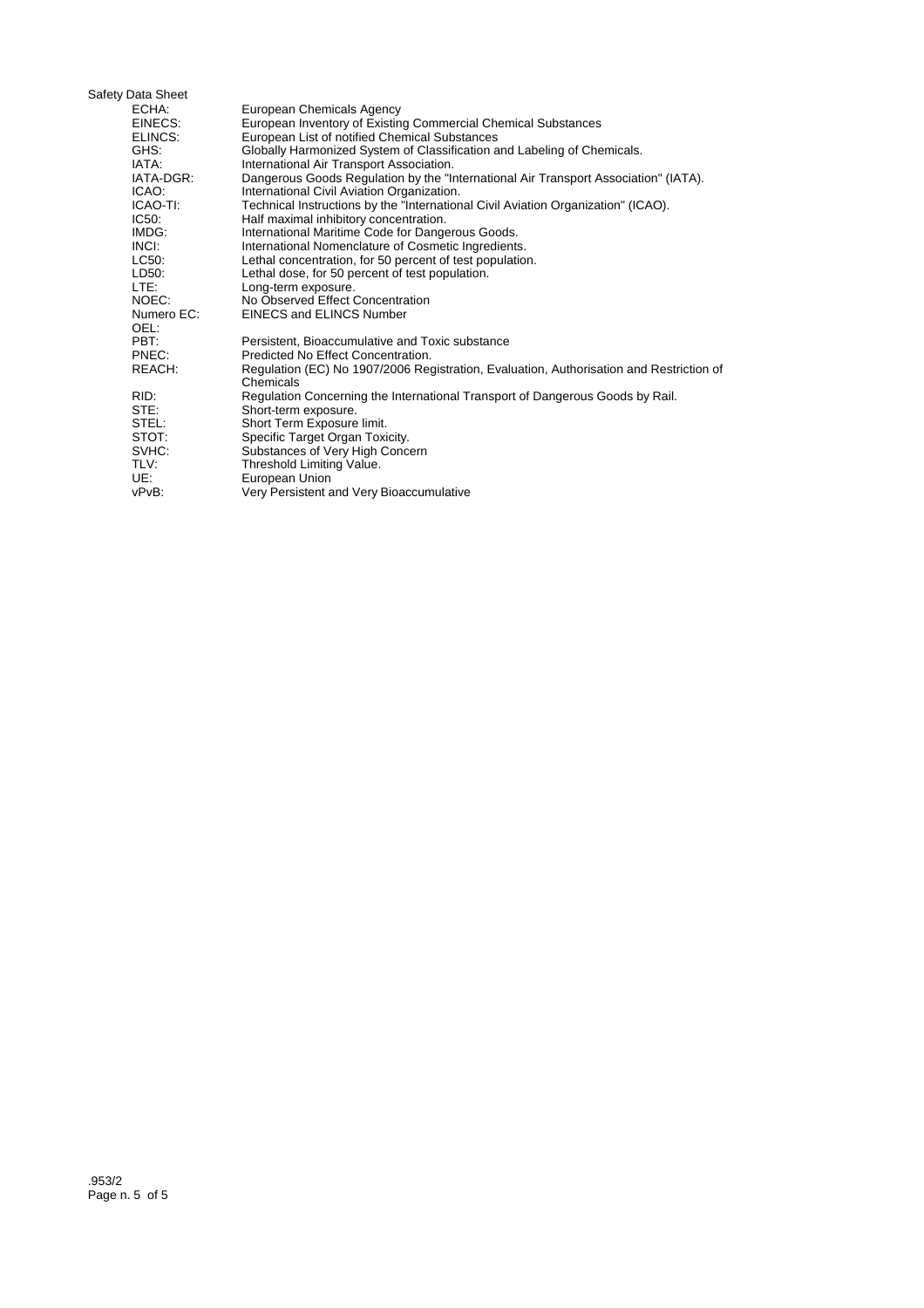Safety Data Sheet

| | |
|---|---|
| ECHA: | European Chemicals Agency |
| EINECS: | European Inventory of Existing Commercial Chemical Substances |
| ELINCS: | European List of notified Chemical Substances |
| GHS: | Globally Harmonized System of Classification and Labeling of Chemicals. |
| IATA: | International Air Transport Association. |
| IATA-DGR: | Dangerous Goods Regulation by the "International Air Transport Association" (IATA). |
| ICAO: | International Civil Aviation Organization. |
| ICAO-TI: | Technical Instructions by the "International Civil Aviation Organization" (ICAO). |
| IC50: | Half maximal inhibitory concentration. |
| IMDG: | International Maritime Code for Dangerous Goods. |
| INCI: | International Nomenclature of Cosmetic Ingredients. |
| LC50: | Lethal concentration, for 50 percent of test population. |
| LD50: | Lethal dose, for 50 percent of test population. |
| LTE: | Long-term exposure. |
| NOEC: | No Observed Effect Concentration |
| Numero EC: | EINECS and ELINCS Number |
| OEL: | |
| PBT: | Persistent, Bioaccumulative and Toxic substance |
| PNEC: | Predicted No Effect Concentration. |
| REACH: | Regulation (EC) No 1907/2006 Registration, Evaluation, Authorisation and Restriction of Chemicals |
| RID: | Regulation Concerning the International Transport of Dangerous Goods by Rail. |
| STE: | Short-term exposure. |
| STEL: | Short Term Exposure limit. |
| STOT: | Specific Target Organ Toxicity. |
| SVHC: | Substances of Very High Concern |
| TLV: | Threshold Limiting Value. |
| UE: | European Union |
| vPvB: | Very Persistent and Very Bioaccumulative |

.953/2